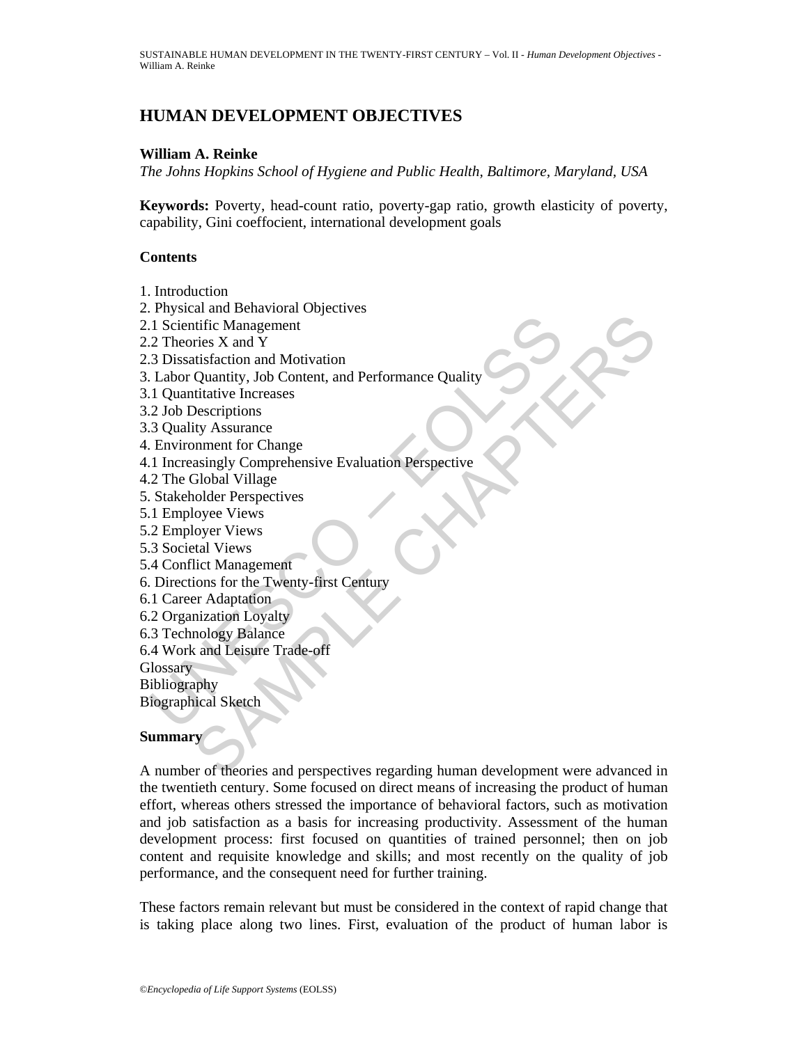# HUMAN DEVELOPMENT OBJECTIVES

**William A. Reinke**

*The Johns Hopkins School of Hygiene and Public Health, Baltimore, Maryland, USA*

**Keywords:** Poverty, head-count ratio, poverty-gap ratio, growth elasticity of poverty, capability, Gini coeffocient, international development goals

**Contents**

1. Introduction
2. Physical and Behavioral Objectives
2.1 Scientific Management
2.2 Theories X and Y
2.3 Dissatisfaction and Motivation
3. Labor Quantity, Job Content, and Performance Quality
3.1 Quantitative Increases
3.2 Job Descriptions
3.3 Quality Assurance
4. Environment for Change
4.1 Increasingly Comprehensive Evaluation Perspective
4.2 The Global Village
5. Stakeholder Perspectives
5.1 Employee Views
5.2 Employer Views
5.3 Societal Views
5.4 Conflict Management
6. Directions for the Twenty-first Century
6.1 Career Adaptation
6.2 Organization Loyalty
6.3 Technology Balance
6.4 Work and Leisure Trade-off

Glossary
Bibliography
Biographical Sketch

**Summary**

A number of theories and perspectives regarding human development were advanced in the twentieth century. Some focused on direct means of increasing the product of human effort, whereas others stressed the importance of behavioral factors, such as motivation and job satisfaction as a basis for increasing productivity. Assessment of the human development process: first focused on quantities of trained personnel; then on job content and requisite knowledge and skills; and most recently on the quality of job performance, and the consequent need for further training.

These factors remain relevant but must be considered in the context of rapid change that is taking place along two lines. First, evaluation of the product of human labor is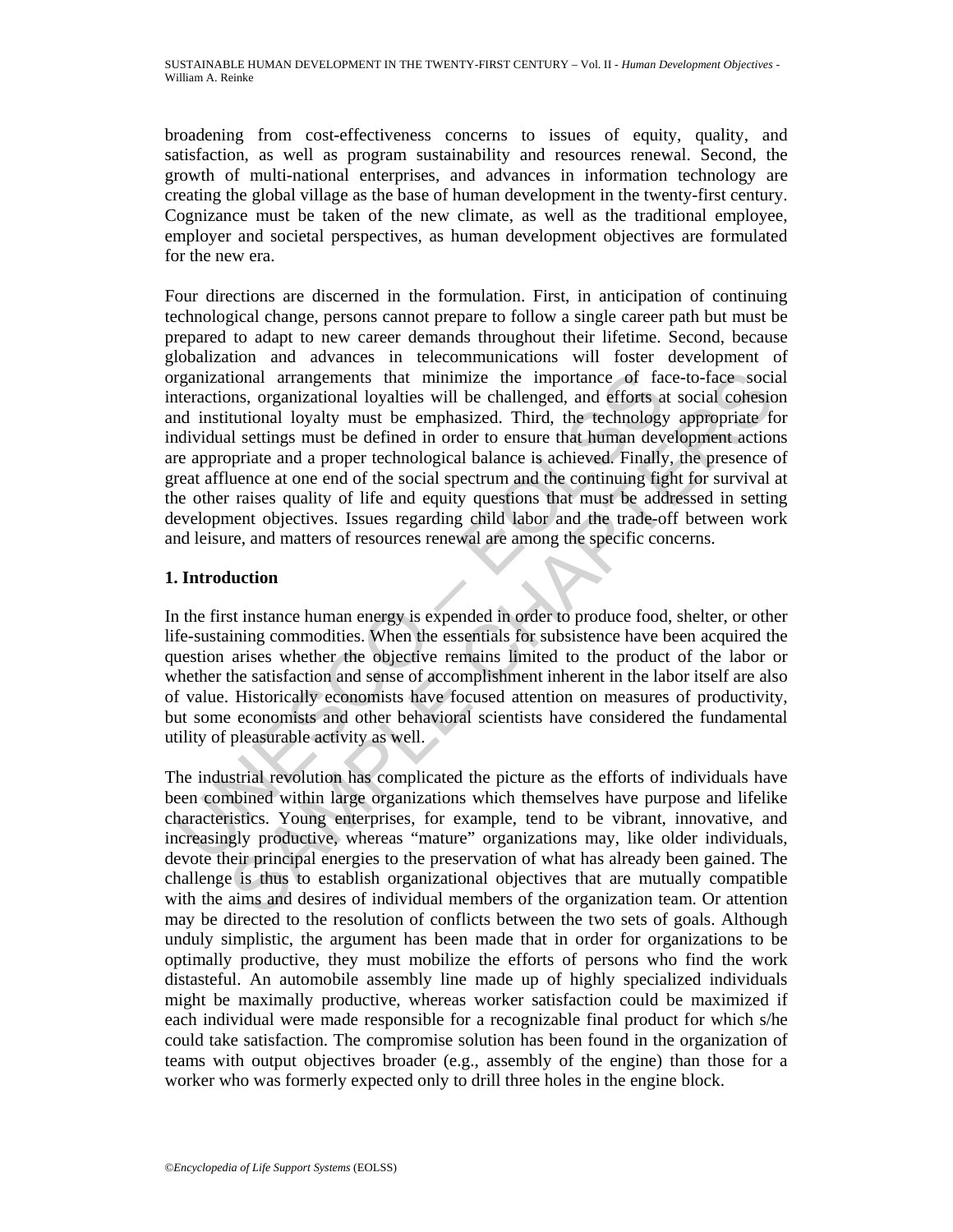broadening from cost-effectiveness concerns to issues of equity, quality, and satisfaction, as well as program sustainability and resources renewal. Second, the growth of multi-national enterprises, and advances in information technology are creating the global village as the base of human development in the twenty-first century. Cognizance must be taken of the new climate, as well as the traditional employee, employer and societal perspectives, as human development objectives are formulated for the new era.

Four directions are discerned in the formulation. First, in anticipation of continuing technological change, persons cannot prepare to follow a single career path but must be prepared to adapt to new career demands throughout their lifetime. Second, because globalization and advances in telecommunications will foster development of organizational arrangements that minimize the importance of face-to-face social interactions, organizational loyalties will be challenged, and efforts at social cohesion and institutional loyalty must be emphasized. Third, the technology appropriate for individual settings must be defined in order to ensure that human development actions are appropriate and a proper technological balance is achieved. Finally, the presence of great affluence at one end of the social spectrum and the continuing fight for survival at the other raises quality of life and equity questions that must be addressed in setting development objectives. Issues regarding child labor and the trade-off between work and leisure, and matters of resources renewal are among the specific concerns.

## 1. Introduction

In the first instance human energy is expended in order to produce food, shelter, or other life-sustaining commodities. When the essentials for subsistence have been acquired the question arises whether the objective remains limited to the product of the labor or whether the satisfaction and sense of accomplishment inherent in the labor itself are also of value. Historically economists have focused attention on measures of productivity, but some economists and other behavioral scientists have considered the fundamental utility of pleasurable activity as well.

The industrial revolution has complicated the picture as the efforts of individuals have been combined within large organizations which themselves have purpose and lifelike characteristics. Young enterprises, for example, tend to be vibrant, innovative, and increasingly productive, whereas "mature" organizations may, like older individuals, devote their principal energies to the preservation of what has already been gained. The challenge is thus to establish organizational objectives that are mutually compatible with the aims and desires of individual members of the organization team. Or attention may be directed to the resolution of conflicts between the two sets of goals. Although unduly simplistic, the argument has been made that in order for organizations to be optimally productive, they must mobilize the efforts of persons who find the work distasteful. An automobile assembly line made up of highly specialized individuals might be maximally productive, whereas worker satisfaction could be maximized if each individual were made responsible for a recognizable final product for which s/he could take satisfaction. The compromise solution has been found in the organization of teams with output objectives broader (e.g., assembly of the engine) than those for a worker who was formerly expected only to drill three holes in the engine block.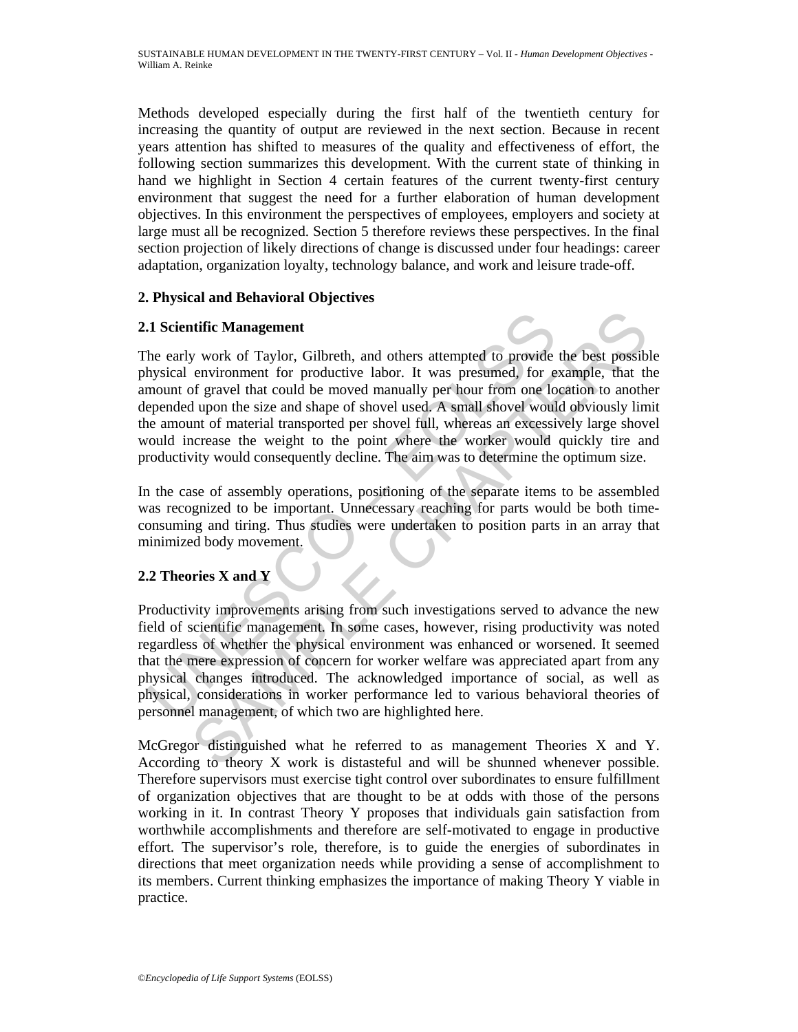Methods developed especially during the first half of the twentieth century for increasing the quantity of output are reviewed in the next section. Because in recent years attention has shifted to measures of the quality and effectiveness of effort, the following section summarizes this development. With the current state of thinking in hand we highlight in Section 4 certain features of the current twenty-first century environment that suggest the need for a further elaboration of human development objectives. In this environment the perspectives of employees, employers and society at large must all be recognized. Section 5 therefore reviews these perspectives. In the final section projection of likely directions of change is discussed under four headings: career adaptation, organization loyalty, technology balance, and work and leisure trade-off.

## 2. Physical and Behavioral Objectives

### 2.1 Scientific Management

The early work of Taylor, Gilbreth, and others attempted to provide the best possible physical environment for productive labor. It was presumed, for example, that the amount of gravel that could be moved manually per hour from one location to another depended upon the size and shape of shovel used. A small shovel would obviously limit the amount of material transported per shovel full, whereas an excessively large shovel would increase the weight to the point where the worker would quickly tire and productivity would consequently decline. The aim was to determine the optimum size.

In the case of assembly operations, positioning of the separate items to be assembled was recognized to be important. Unnecessary reaching for parts would be both time-consuming and tiring. Thus studies were undertaken to position parts in an array that minimized body movement.

### 2.2 Theories X and Y

Productivity improvements arising from such investigations served to advance the new field of scientific management. In some cases, however, rising productivity was noted regardless of whether the physical environment was enhanced or worsened. It seemed that the mere expression of concern for worker welfare was appreciated apart from any physical changes introduced. The acknowledged importance of social, as well as physical, considerations in worker performance led to various behavioral theories of personnel management, of which two are highlighted here.

McGregor distinguished what he referred to as management Theories X and Y. According to theory X work is distasteful and will be shunned whenever possible. Therefore supervisors must exercise tight control over subordinates to ensure fulfillment of organization objectives that are thought to be at odds with those of the persons working in it. In contrast Theory Y proposes that individuals gain satisfaction from worthwhile accomplishments and therefore are self-motivated to engage in productive effort. The supervisor's role, therefore, is to guide the energies of subordinates in directions that meet organization needs while providing a sense of accomplishment to its members. Current thinking emphasizes the importance of making Theory Y viable in practice.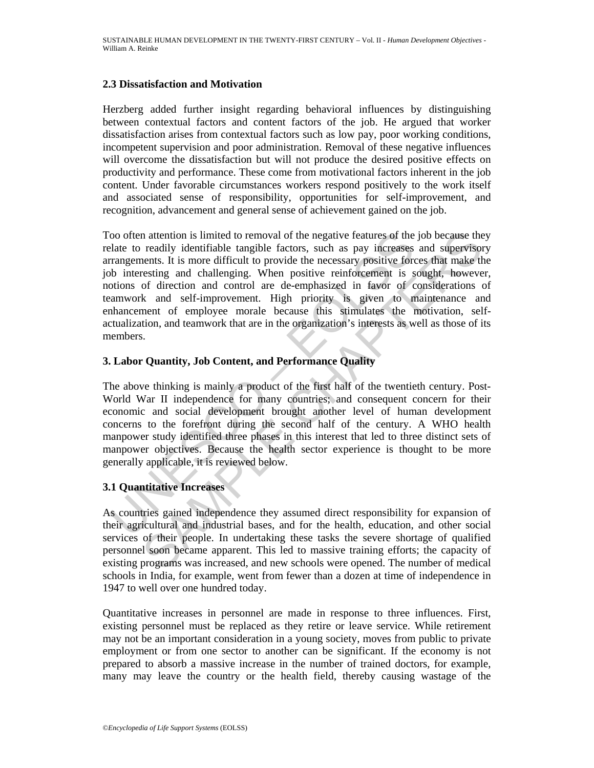### 2.3 Dissatisfaction and Motivation

Herzberg added further insight regarding behavioral influences by distinguishing between contextual factors and content factors of the job. He argued that worker dissatisfaction arises from contextual factors such as low pay, poor working conditions, incompetent supervision and poor administration. Removal of these negative influences will overcome the dissatisfaction but will not produce the desired positive effects on productivity and performance. These come from motivational factors inherent in the job content. Under favorable circumstances workers respond positively to the work itself and associated sense of responsibility, opportunities for self-improvement, and recognition, advancement and general sense of achievement gained on the job.

Too often attention is limited to removal of the negative features of the job because they relate to readily identifiable tangible factors, such as pay increases and supervisory arrangements. It is more difficult to provide the necessary positive forces that make the job interesting and challenging. When positive reinforcement is sought, however, notions of direction and control are de-emphasized in favor of considerations of teamwork and self-improvement. High priority is given to maintenance and enhancement of employee morale because this stimulates the motivation, self-actualization, and teamwork that are in the organization's interests as well as those of its members.

## 3. Labor Quantity, Job Content, and Performance Quality

The above thinking is mainly a product of the first half of the twentieth century. Post-World War II independence for many countries; and consequent concern for their economic and social development brought another level of human development concerns to the forefront during the second half of the century. A WHO health manpower study identified three phases in this interest that led to three distinct sets of manpower objectives. Because the health sector experience is thought to be more generally applicable, it is reviewed below.

### 3.1 Quantitative Increases

As countries gained independence they assumed direct responsibility for expansion of their agricultural and industrial bases, and for the health, education, and other social services of their people. In undertaking these tasks the severe shortage of qualified personnel soon became apparent. This led to massive training efforts; the capacity of existing programs was increased, and new schools were opened. The number of medical schools in India, for example, went from fewer than a dozen at time of independence in 1947 to well over one hundred today.

Quantitative increases in personnel are made in response to three influences. First, existing personnel must be replaced as they retire or leave service. While retirement may not be an important consideration in a young society, moves from public to private employment or from one sector to another can be significant. If the economy is not prepared to absorb a massive increase in the number of trained doctors, for example, many may leave the country or the health field, thereby causing wastage of the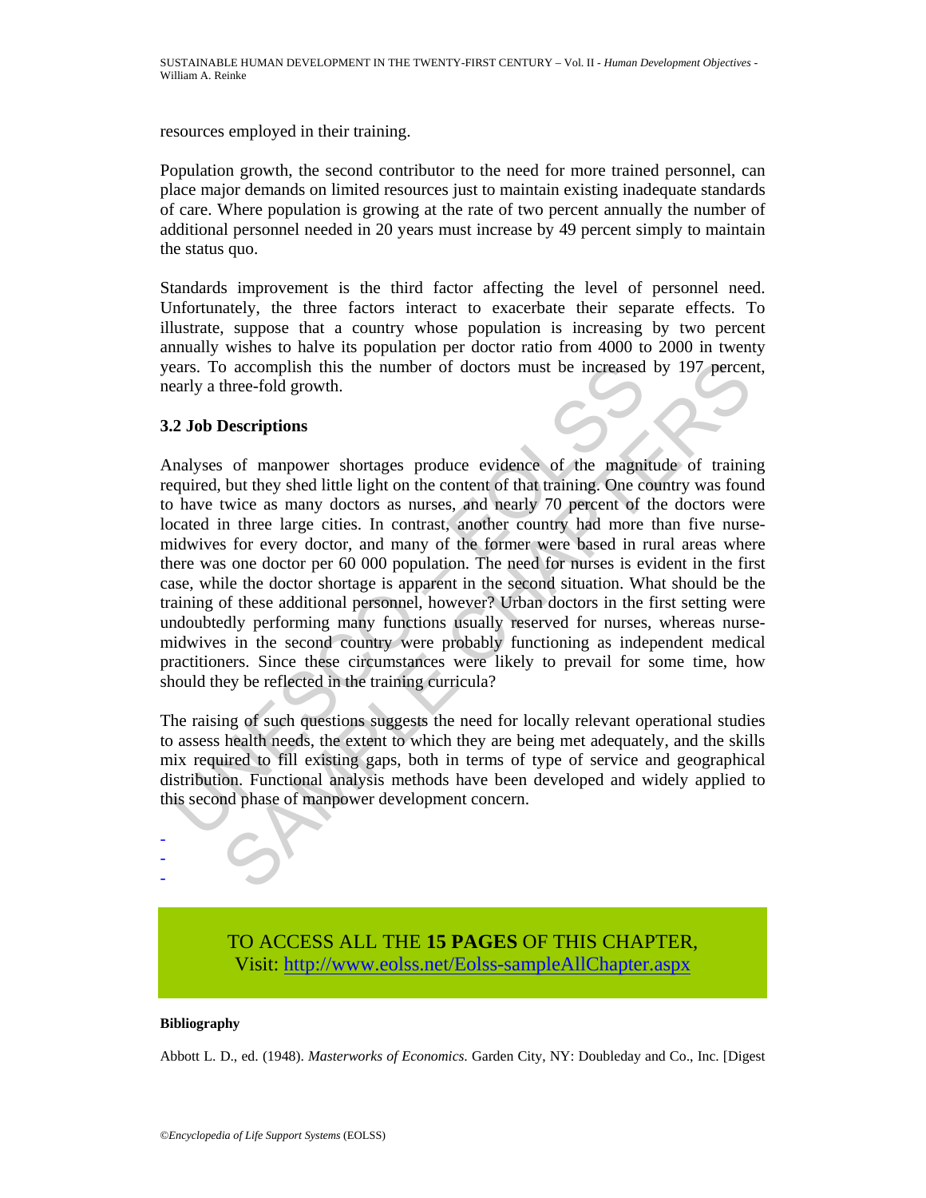resources employed in their training.

Population growth, the second contributor to the need for more trained personnel, can place major demands on limited resources just to maintain existing inadequate standards of care. Where population is growing at the rate of two percent annually the number of additional personnel needed in 20 years must increase by 49 percent simply to maintain the status quo.

Standards improvement is the third factor affecting the level of personnel need. Unfortunately, the three factors interact to exacerbate their separate effects. To illustrate, suppose that a country whose population is increasing by two percent annually wishes to halve its population per doctor ratio from 4000 to 2000 in twenty years. To accomplish this the number of doctors must be increased by 197 percent, nearly a three-fold growth.

### 3.2 Job Descriptions

Analyses of manpower shortages produce evidence of the magnitude of training required, but they shed little light on the content of that training. One country was found to have twice as many doctors as nurses, and nearly 70 percent of the doctors were located in three large cities. In contrast, another country had more than five nurse-midwives for every doctor, and many of the former were based in rural areas where there was one doctor per 60 000 population. The need for nurses is evident in the first case, while the doctor shortage is apparent in the second situation. What should be the training of these additional personnel, however? Urban doctors in the first setting were undoubtedly performing many functions usually reserved for nurses, whereas nurse-midwives in the second country were probably functioning as independent medical practitioners. Since these circumstances were likely to prevail for some time, how should they be reflected in the training curricula?

The raising of such questions suggests the need for locally relevant operational studies to assess health needs, the extent to which they are being met adequately, and the skills mix required to fill existing gaps, both in terms of type of service and geographical distribution. Functional analysis methods have been developed and widely applied to this second phase of manpower development concern.

-
-
-

TO ACCESS ALL THE **15 PAGES** OF THIS CHAPTER,
Visit: http://www.eolss.net/Eolss-sampleAllChapter.aspx

**Bibliography**

Abbott L. D., ed. (1948). *Masterworks of Economics.* Garden City, NY: Doubleday and Co., Inc. [Digest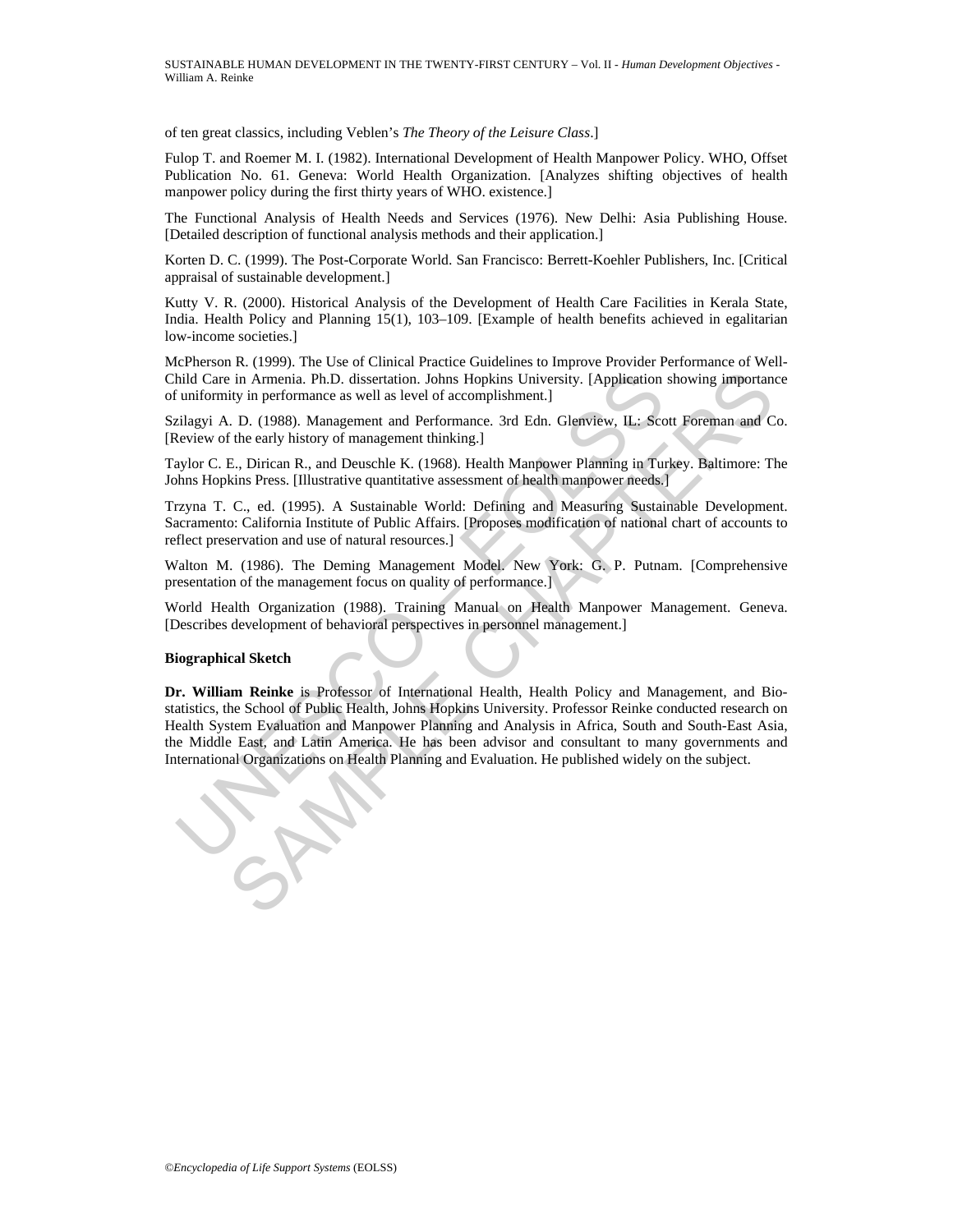of ten great classics, including Veblen's *The Theory of the Leisure Class*.]

Fulop T. and Roemer M. I. (1982). International Development of Health Manpower Policy. WHO, Offset Publication No. 61. Geneva: World Health Organization. [Analyzes shifting objectives of health manpower policy during the first thirty years of WHO. existence.]

The Functional Analysis of Health Needs and Services (1976). New Delhi: Asia Publishing House. [Detailed description of functional analysis methods and their application.]

Korten D. C. (1999). The Post-Corporate World. San Francisco: Berrett-Koehler Publishers, Inc. [Critical appraisal of sustainable development.]

Kutty V. R. (2000). Historical Analysis of the Development of Health Care Facilities in Kerala State, India. Health Policy and Planning 15(1), 103–109. [Example of health benefits achieved in egalitarian low-income societies.]

McPherson R. (1999). The Use of Clinical Practice Guidelines to Improve Provider Performance of Well-Child Care in Armenia. Ph.D. dissertation. Johns Hopkins University. [Application showing importance of uniformity in performance as well as level of accomplishment.]

Szilagyi A. D. (1988). Management and Performance. 3rd Edn. Glenview, IL: Scott Foreman and Co. [Review of the early history of management thinking.]

Taylor C. E., Dirican R., and Deuschle K. (1968). Health Manpower Planning in Turkey. Baltimore: The Johns Hopkins Press. [Illustrative quantitative assessment of health manpower needs.]

Trzyna T. C., ed. (1995). A Sustainable World: Defining and Measuring Sustainable Development. Sacramento: California Institute of Public Affairs. [Proposes modification of national chart of accounts to reflect preservation and use of natural resources.]

Walton M. (1986). The Deming Management Model. New York: G. P. Putnam. [Comprehensive presentation of the management focus on quality of performance.]

World Health Organization (1988). Training Manual on Health Manpower Management. Geneva. [Describes development of behavioral perspectives in personnel management.]

**Biographical Sketch**

**Dr. William Reinke** is Professor of International Health, Health Policy and Management, and Bio-statistics, the School of Public Health, Johns Hopkins University. Professor Reinke conducted research on Health System Evaluation and Manpower Planning and Analysis in Africa, South and South-East Asia, the Middle East, and Latin America. He has been advisor and consultant to many governments and International Organizations on Health Planning and Evaluation. He published widely on the subject.